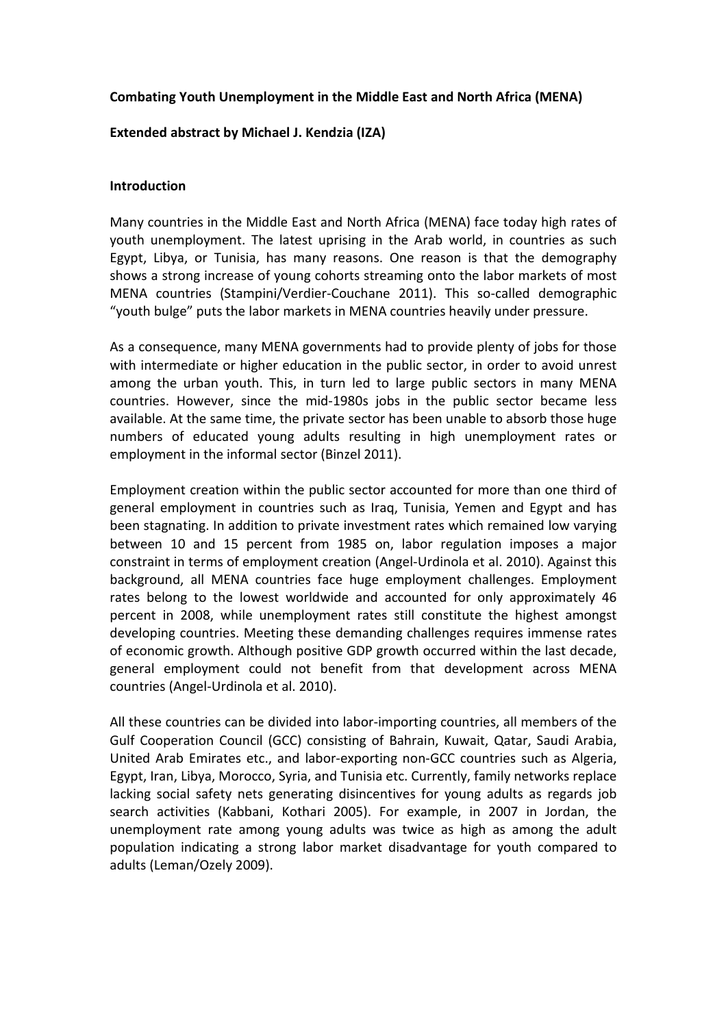**Combating Youth Unemployment in the Middle East and North Africa (MENA)**

**Extended abstract by Michael J. Kendzia (IZA)**

**Introduction**

Many countries in the Middle East and North Africa (MENA) face today high rates of youth unemployment. The latest uprising in the Arab world, in countries as such Egypt, Libya, or Tunisia, has many reasons. One reason is that the demography shows a strong increase of young cohorts streaming onto the labor markets of most MENA countries (Stampini/Verdier-Couchane 2011). This so-called demographic "youth bulge" puts the labor markets in MENA countries heavily under pressure.

As a consequence, many MENA governments had to provide plenty of jobs for those with intermediate or higher education in the public sector, in order to avoid unrest among the urban youth. This, in turn led to large public sectors in many MENA countries. However, since the mid-1980s jobs in the public sector became less available. At the same time, the private sector has been unable to absorb those huge numbers of educated young adults resulting in high unemployment rates or employment in the informal sector (Binzel 2011).

Employment creation within the public sector accounted for more than one third of general employment in countries such as Iraq, Tunisia, Yemen and Egypt and has been stagnating. In addition to private investment rates which remained low varying between 10 and 15 percent from 1985 on, labor regulation imposes a major constraint in terms of employment creation (Angel-Urdinola et al. 2010). Against this background, all MENA countries face huge employment challenges. Employment rates belong to the lowest worldwide and accounted for only approximately 46 percent in 2008, while unemployment rates still constitute the highest amongst developing countries. Meeting these demanding challenges requires immense rates of economic growth. Although positive GDP growth occurred within the last decade, general employment could not benefit from that development across MENA countries (Angel-Urdinola et al. 2010).

All these countries can be divided into labor-importing countries, all members of the Gulf Cooperation Council (GCC) consisting of Bahrain, Kuwait, Qatar, Saudi Arabia, United Arab Emirates etc., and labor-exporting non-GCC countries such as Algeria, Egypt, Iran, Libya, Morocco, Syria, and Tunisia etc. Currently, family networks replace lacking social safety nets generating disincentives for young adults as regards job search activities (Kabbani, Kothari 2005). For example, in 2007 in Jordan, the unemployment rate among young adults was twice as high as among the adult population indicating a strong labor market disadvantage for youth compared to adults (Leman/Ozely 2009).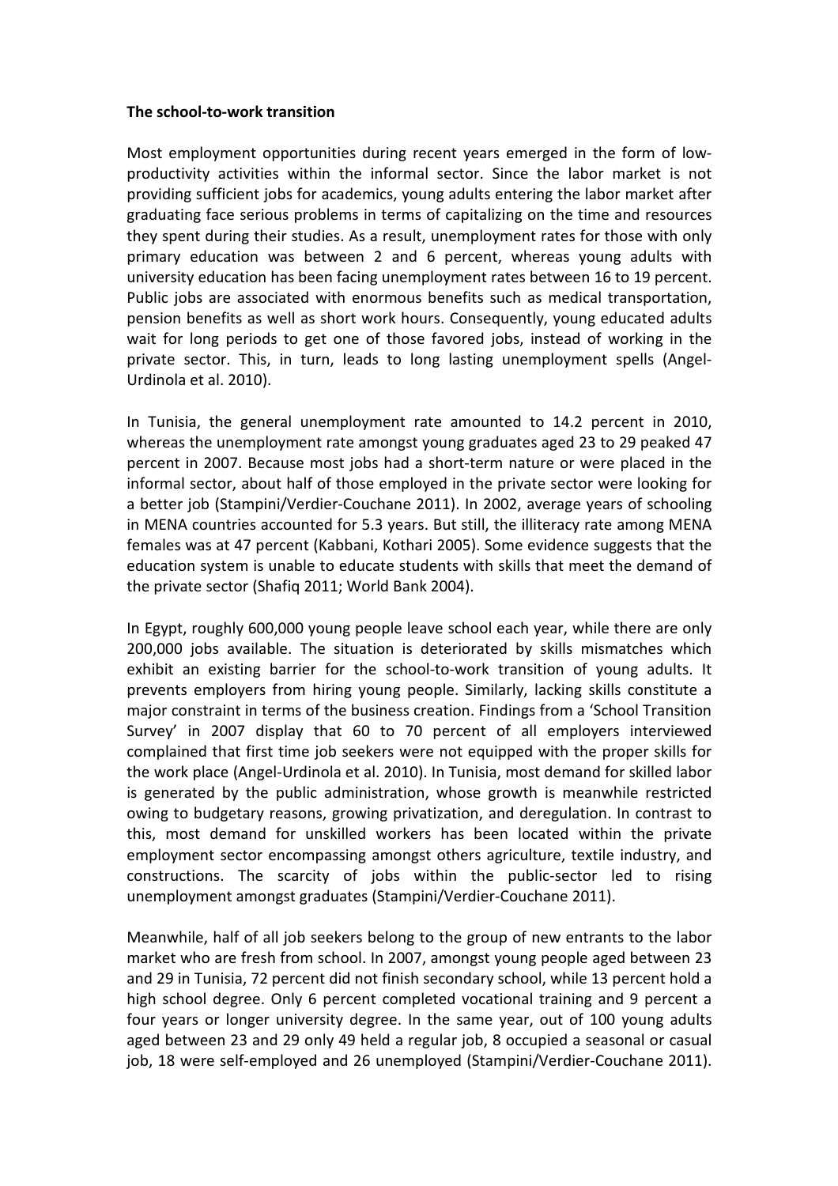**The school-to-work transition**

Most employment opportunities during recent years emerged in the form of low-productivity activities within the informal sector. Since the labor market is not providing sufficient jobs for academics, young adults entering the labor market after graduating face serious problems in terms of capitalizing on the time and resources they spent during their studies. As a result, unemployment rates for those with only primary education was between 2 and 6 percent, whereas young adults with university education has been facing unemployment rates between 16 to 19 percent. Public jobs are associated with enormous benefits such as medical transportation, pension benefits as well as short work hours. Consequently, young educated adults wait for long periods to get one of those favored jobs, instead of working in the private sector. This, in turn, leads to long lasting unemployment spells (Angel-Urdinola et al. 2010).

In Tunisia, the general unemployment rate amounted to 14.2 percent in 2010, whereas the unemployment rate amongst young graduates aged 23 to 29 peaked 47 percent in 2007. Because most jobs had a short-term nature or were placed in the informal sector, about half of those employed in the private sector were looking for a better job (Stampini/Verdier-Couchane 2011). In 2002, average years of schooling in MENA countries accounted for 5.3 years. But still, the illiteracy rate among MENA females was at 47 percent (Kabbani, Kothari 2005). Some evidence suggests that the education system is unable to educate students with skills that meet the demand of the private sector (Shafiq 2011; World Bank 2004).

In Egypt, roughly 600,000 young people leave school each year, while there are only 200,000 jobs available. The situation is deteriorated by skills mismatches which exhibit an existing barrier for the school-to-work transition of young adults. It prevents employers from hiring young people. Similarly, lacking skills constitute a major constraint in terms of the business creation. Findings from a 'School Transition Survey' in 2007 display that 60 to 70 percent of all employers interviewed complained that first time job seekers were not equipped with the proper skills for the work place (Angel-Urdinola et al. 2010). In Tunisia, most demand for skilled labor is generated by the public administration, whose growth is meanwhile restricted owing to budgetary reasons, growing privatization, and deregulation. In contrast to this, most demand for unskilled workers has been located within the private employment sector encompassing amongst others agriculture, textile industry, and constructions. The scarcity of jobs within the public-sector led to rising unemployment amongst graduates (Stampini/Verdier-Couchane 2011).

Meanwhile, half of all job seekers belong to the group of new entrants to the labor market who are fresh from school. In 2007, amongst young people aged between 23 and 29 in Tunisia, 72 percent did not finish secondary school, while 13 percent hold a high school degree. Only 6 percent completed vocational training and 9 percent a four years or longer university degree. In the same year, out of 100 young adults aged between 23 and 29 only 49 held a regular job, 8 occupied a seasonal or casual job, 18 were self-employed and 26 unemployed (Stampini/Verdier-Couchane 2011).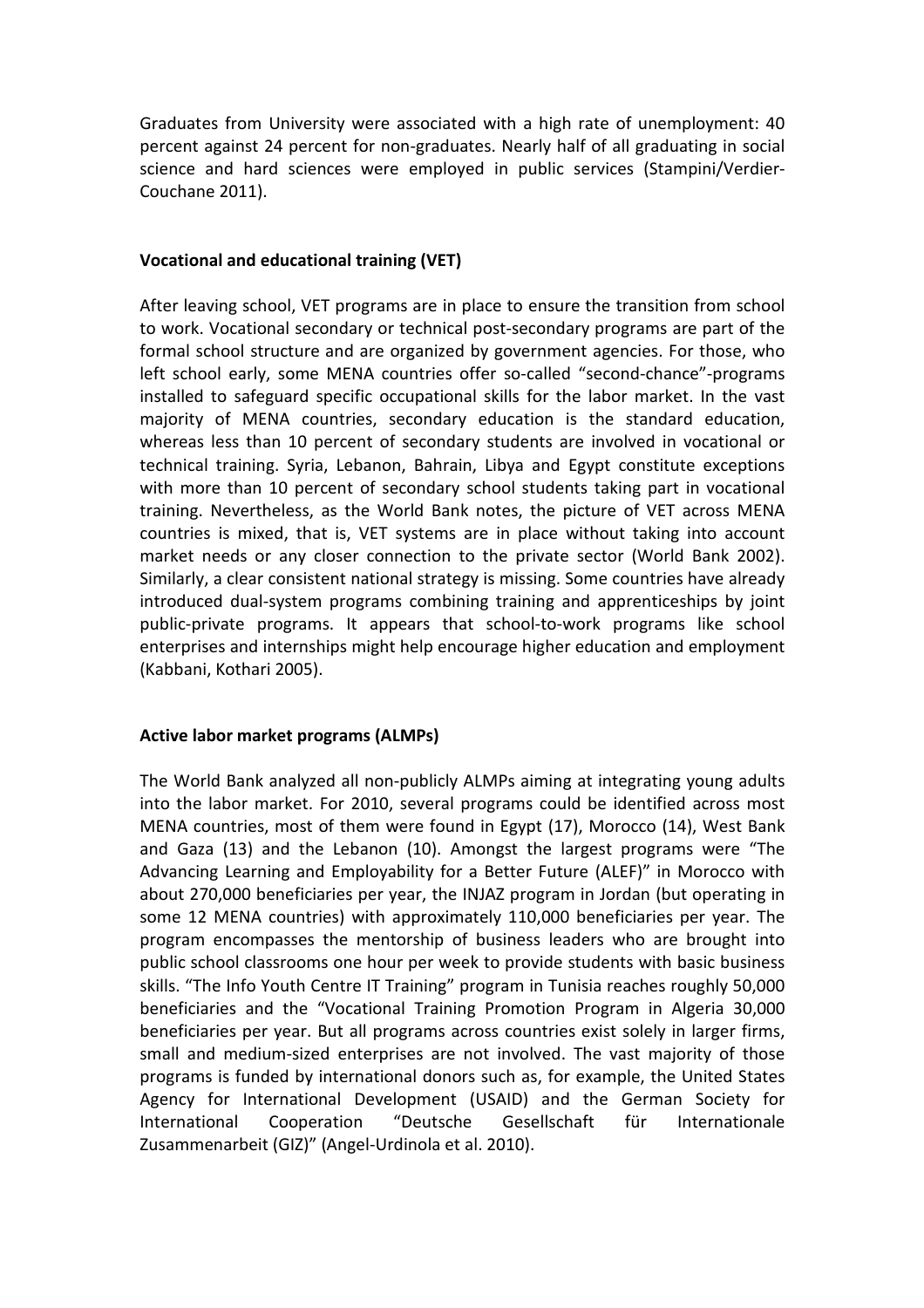Graduates from University were associated with a high rate of unemployment: 40 percent against 24 percent for non-graduates. Nearly half of all graduating in social science and hard sciences were employed in public services (Stampini/Verdier-Couchane 2011).

**Vocational and educational training (VET)**

After leaving school, VET programs are in place to ensure the transition from school to work. Vocational secondary or technical post-secondary programs are part of the formal school structure and are organized by government agencies. For those, who left school early, some MENA countries offer so-called "second-chance"-programs installed to safeguard specific occupational skills for the labor market. In the vast majority of MENA countries, secondary education is the standard education, whereas less than 10 percent of secondary students are involved in vocational or technical training. Syria, Lebanon, Bahrain, Libya and Egypt constitute exceptions with more than 10 percent of secondary school students taking part in vocational training. Nevertheless, as the World Bank notes, the picture of VET across MENA countries is mixed, that is, VET systems are in place without taking into account market needs or any closer connection to the private sector (World Bank 2002). Similarly, a clear consistent national strategy is missing. Some countries have already introduced dual-system programs combining training and apprenticeships by joint public-private programs. It appears that school-to-work programs like school enterprises and internships might help encourage higher education and employment (Kabbani, Kothari 2005).

**Active labor market programs (ALMPs)**

The World Bank analyzed all non-publicly ALMPs aiming at integrating young adults into the labor market. For 2010, several programs could be identified across most MENA countries, most of them were found in Egypt (17), Morocco (14), West Bank and Gaza (13) and the Lebanon (10). Amongst the largest programs were "The Advancing Learning and Employability for a Better Future (ALEF)" in Morocco with about 270,000 beneficiaries per year, the INJAZ program in Jordan (but operating in some 12 MENA countries) with approximately 110,000 beneficiaries per year. The program encompasses the mentorship of business leaders who are brought into public school classrooms one hour per week to provide students with basic business skills. "The Info Youth Centre IT Training" program in Tunisia reaches roughly 50,000 beneficiaries and the "Vocational Training Promotion Program in Algeria 30,000 beneficiaries per year. But all programs across countries exist solely in larger firms, small and medium-sized enterprises are not involved. The vast majority of those programs is funded by international donors such as, for example, the United States Agency for International Development (USAID) and the German Society for International Cooperation "Deutsche Gesellschaft für Internationale Zusammenarbeit (GIZ)" (Angel-Urdinola et al. 2010).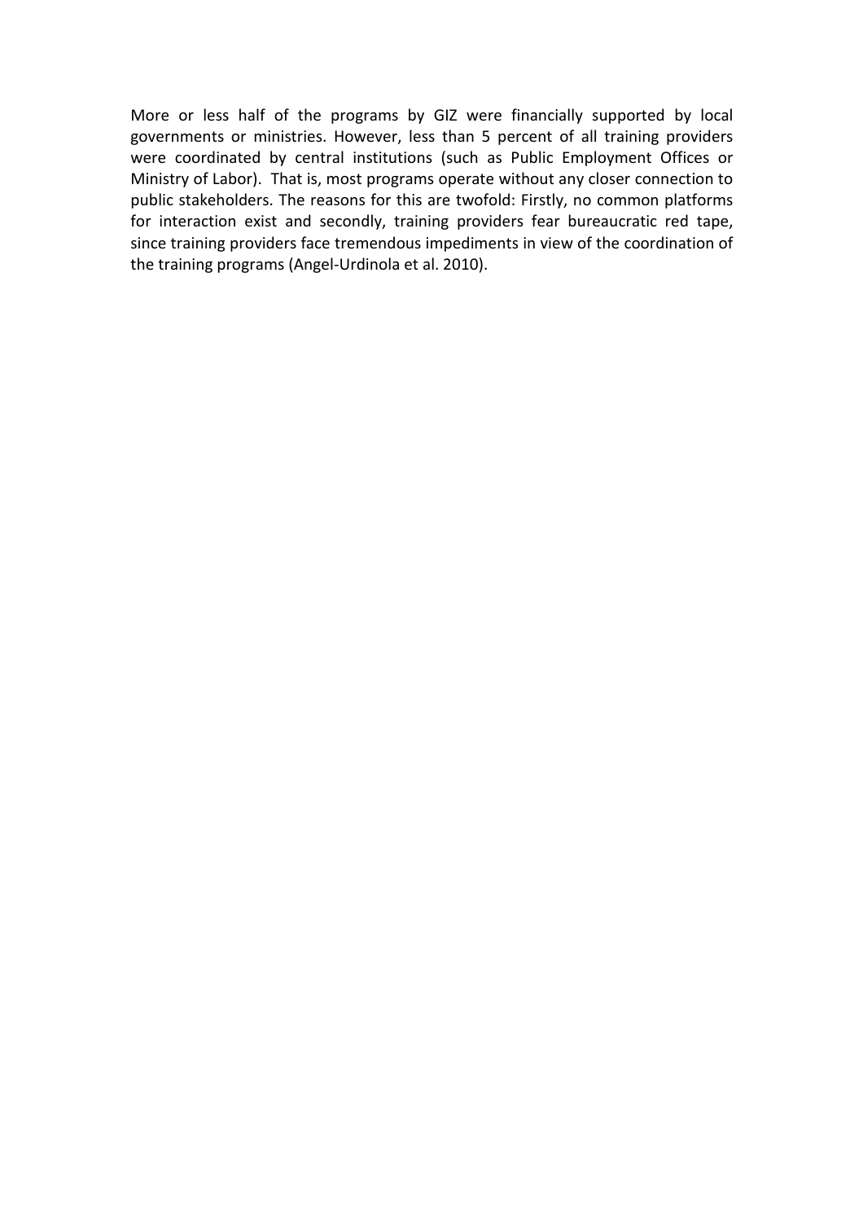More or less half of the programs by GIZ were financially supported by local governments or ministries. However, less than 5 percent of all training providers were coordinated by central institutions (such as Public Employment Offices or Ministry of Labor). That is, most programs operate without any closer connection to public stakeholders. The reasons for this are twofold: Firstly, no common platforms for interaction exist and secondly, training providers fear bureaucratic red tape, since training providers face tremendous impediments in view of the coordination of the training programs (Angel-Urdinola et al. 2010).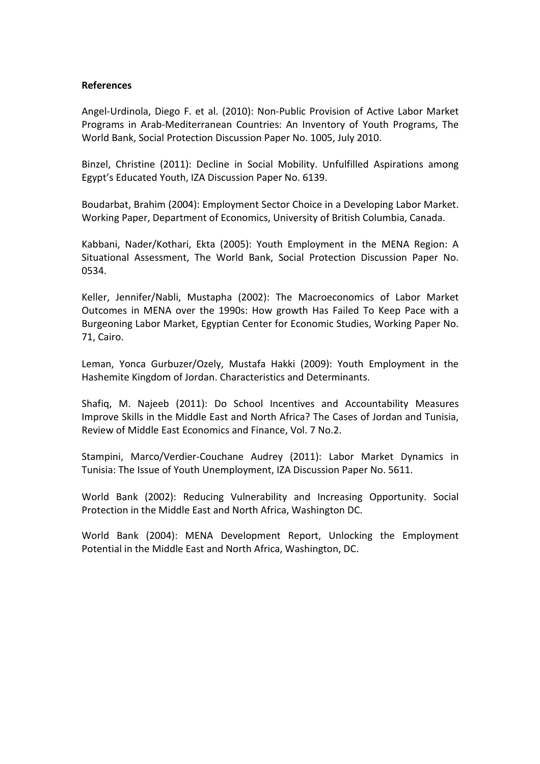**References**

Angel-Urdinola, Diego F. et al. (2010): Non-Public Provision of Active Labor Market Programs in Arab-Mediterranean Countries: An Inventory of Youth Programs, The World Bank, Social Protection Discussion Paper No. 1005, July 2010.

Binzel, Christine (2011): Decline in Social Mobility. Unfulfilled Aspirations among Egypt's Educated Youth, IZA Discussion Paper No. 6139.

Boudarbat, Brahim (2004): Employment Sector Choice in a Developing Labor Market. Working Paper, Department of Economics, University of British Columbia, Canada.

Kabbani, Nader/Kothari, Ekta (2005): Youth Employment in the MENA Region: A Situational Assessment, The World Bank, Social Protection Discussion Paper No. 0534.

Keller, Jennifer/Nabli, Mustapha (2002): The Macroeconomics of Labor Market Outcomes in MENA over the 1990s: How growth Has Failed To Keep Pace with a Burgeoning Labor Market, Egyptian Center for Economic Studies, Working Paper No. 71, Cairo.

Leman, Yonca Gurbuzer/Ozely, Mustafa Hakki (2009): Youth Employment in the Hashemite Kingdom of Jordan. Characteristics and Determinants.

Shafiq, M. Najeeb (2011): Do School Incentives and Accountability Measures Improve Skills in the Middle East and North Africa? The Cases of Jordan and Tunisia, Review of Middle East Economics and Finance, Vol. 7 No.2.

Stampini, Marco/Verdier-Couchane Audrey (2011): Labor Market Dynamics in Tunisia: The Issue of Youth Unemployment, IZA Discussion Paper No. 5611.

World Bank (2002): Reducing Vulnerability and Increasing Opportunity. Social Protection in the Middle East and North Africa, Washington DC.

World Bank (2004): MENA Development Report, Unlocking the Employment Potential in the Middle East and North Africa, Washington, DC.